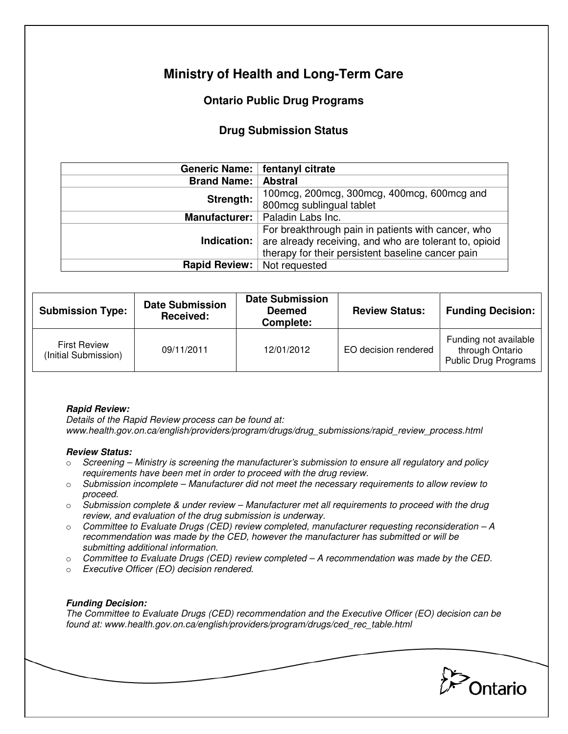# Ministry of Health and Long-Term Care

## Ontario Public Drug Programs

## Drug Submission Status

| | |
|---|---|
| **Generic Name:** | **fentanyl citrate** |
| **Brand Name:** | **Abstral** |
| **Strength:** | 100mcg, 200mcg, 300mcg, 400mcg, 600mcg and 800mcg sublingual tablet |
| **Manufacturer:** | Paladin Labs Inc. |
| **Indication:** | For breakthrough pain in patients with cancer, who are already receiving, and who are tolerant to, opioid therapy for their persistent baseline cancer pain |
| **Rapid Review:** | Not requested |

| Submission Type: | Date Submission Received: | Date Submission Deemed Complete: | Review Status: | Funding Decision: |
|---|---|---|---|---|
| First Review (Initial Submission) | 09/11/2011 | 12/01/2012 | EO decision rendered | Funding not available through Ontario Public Drug Programs |

***Rapid Review:***
*Details of the Rapid Review process can be found at: www.health.gov.on.ca/english/providers/program/drugs/drug_submissions/rapid_review_process.html*

***Review Status:***

- *Screening – Ministry is screening the manufacturer's submission to ensure all regulatory and policy requirements have been met in order to proceed with the drug review.*
- *Submission incomplete – Manufacturer did not meet the necessary requirements to allow review to proceed.*
- *Submission complete & under review – Manufacturer met all requirements to proceed with the drug review, and evaluation of the drug submission is underway.*
- *Committee to Evaluate Drugs (CED) review completed, manufacturer requesting reconsideration – A recommendation was made by the CED, however the manufacturer has submitted or will be submitting additional information.*
- *Committee to Evaluate Drugs (CED) review completed – A recommendation was made by the CED.*
- *Executive Officer (EO) decision rendered.*

***Funding Decision:***
*The Committee to Evaluate Drugs (CED) recommendation and the Executive Officer (EO) decision can be found at: www.health.gov.on.ca/english/providers/program/drugs/ced_rec_table.html*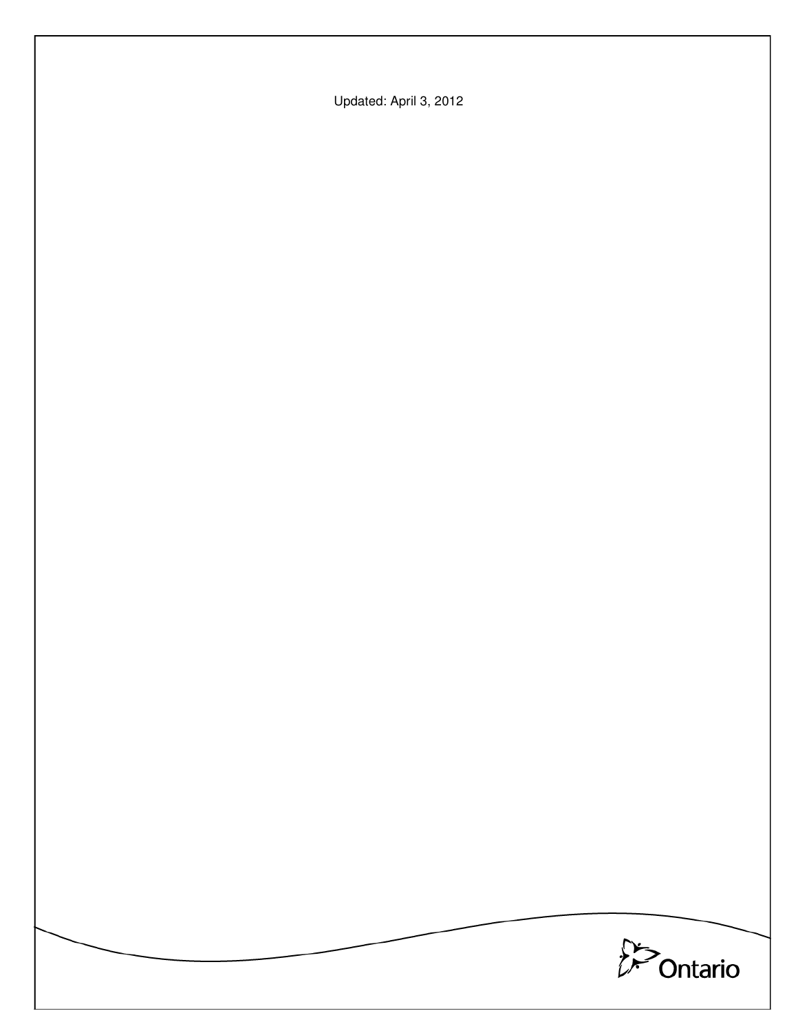Updated: April 3, 2012

Ontario